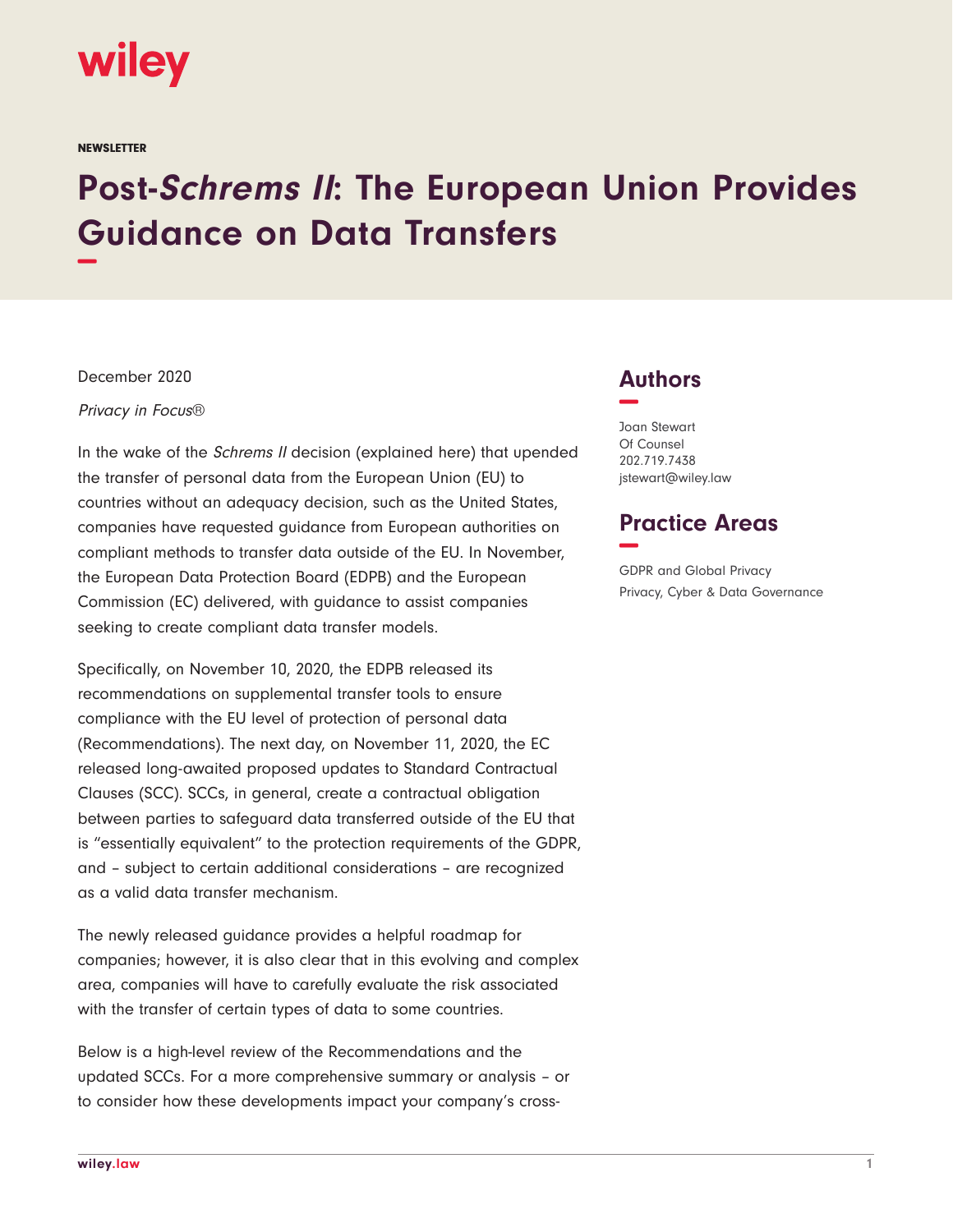wiley

NEWSLETTER

# Post-*Schrems II*: The European Union Provides Guidance on Data Transfers

December 2020

*Privacy in Focus®*

In the wake of the *Schrems II* decision (explained here) that upended the transfer of personal data from the European Union (EU) to countries without an adequacy decision, such as the United States, companies have requested guidance from European authorities on compliant methods to transfer data outside of the EU. In November, the European Data Protection Board (EDPB) and the European Commission (EC) delivered, with guidance to assist companies seeking to create compliant data transfer models.

Specifically, on November 10, 2020, the EDPB released its recommendations on supplemental transfer tools to ensure compliance with the EU level of protection of personal data (Recommendations). The next day, on November 11, 2020, the EC released long-awaited proposed updates to Standard Contractual Clauses (SCC). SCCs, in general, create a contractual obligation between parties to safeguard data transferred outside of the EU that is "essentially equivalent" to the protection requirements of the GDPR, and – subject to certain additional considerations – are recognized as a valid data transfer mechanism.

The newly released guidance provides a helpful roadmap for companies; however, it is also clear that in this evolving and complex area, companies will have to carefully evaluate the risk associated with the transfer of certain types of data to some countries.

Below is a high-level review of the Recommendations and the updated SCCs. For a more comprehensive summary or analysis – or to consider how these developments impact your company's cross-

## Authors

Joan Stewart
Of Counsel
202.719.7438
jstewart@wiley.law

## Practice Areas

GDPR and Global Privacy
Privacy, Cyber & Data Governance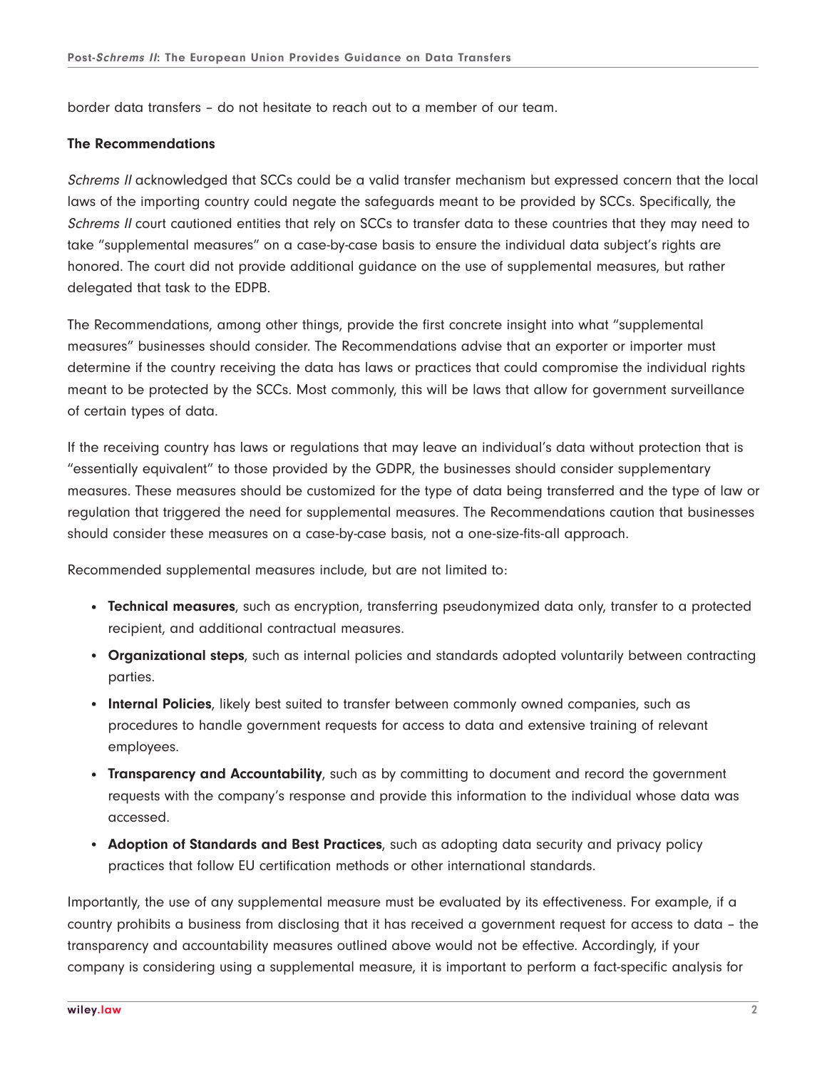border data transfers – do not hesitate to reach out to a member of our team.

### The Recommendations

*Schrems II* acknowledged that SCCs could be a valid transfer mechanism but expressed concern that the local laws of the importing country could negate the safeguards meant to be provided by SCCs. Specifically, the *Schrems II* court cautioned entities that rely on SCCs to transfer data to these countries that they may need to take "supplemental measures" on a case-by-case basis to ensure the individual data subject's rights are honored. The court did not provide additional guidance on the use of supplemental measures, but rather delegated that task to the EDPB.

The Recommendations, among other things, provide the first concrete insight into what "supplemental measures" businesses should consider. The Recommendations advise that an exporter or importer must determine if the country receiving the data has laws or practices that could compromise the individual rights meant to be protected by the SCCs. Most commonly, this will be laws that allow for government surveillance of certain types of data.

If the receiving country has laws or regulations that may leave an individual's data without protection that is "essentially equivalent" to those provided by the GDPR, the businesses should consider supplementary measures. These measures should be customized for the type of data being transferred and the type of law or regulation that triggered the need for supplemental measures. The Recommendations caution that businesses should consider these measures on a case-by-case basis, not a one-size-fits-all approach.

Recommended supplemental measures include, but are not limited to:

- **Technical measures**, such as encryption, transferring pseudonymized data only, transfer to a protected recipient, and additional contractual measures.
- **Organizational steps**, such as internal policies and standards adopted voluntarily between contracting parties.
- **Internal Policies**, likely best suited to transfer between commonly owned companies, such as procedures to handle government requests for access to data and extensive training of relevant employees.
- **Transparency and Accountability**, such as by committing to document and record the government requests with the company's response and provide this information to the individual whose data was accessed.
- **Adoption of Standards and Best Practices**, such as adopting data security and privacy policy practices that follow EU certification methods or other international standards.

Importantly, the use of any supplemental measure must be evaluated by its effectiveness. For example, if a country prohibits a business from disclosing that it has received a government request for access to data – the transparency and accountability measures outlined above would not be effective. Accordingly, if your company is considering using a supplemental measure, it is important to perform a fact-specific analysis for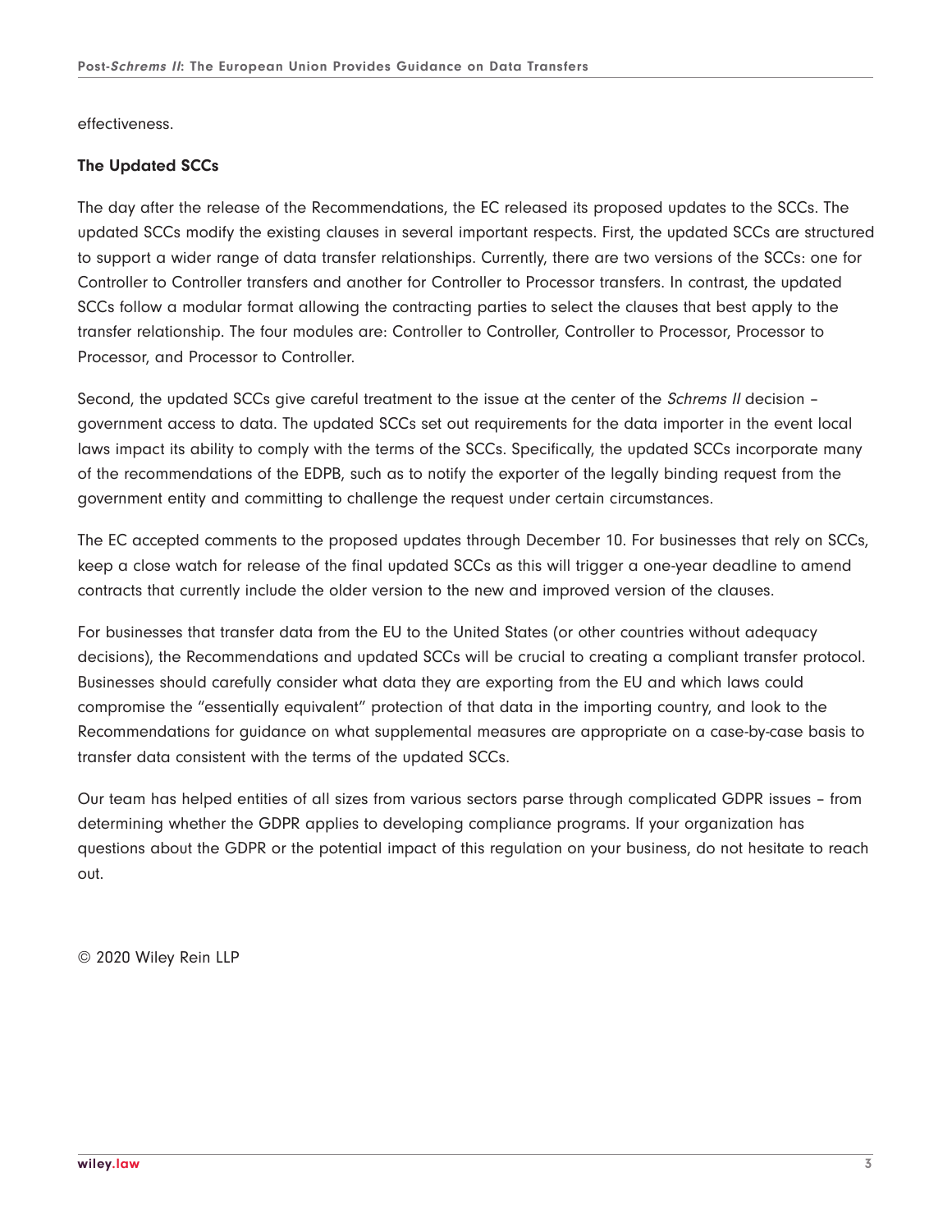effectiveness.

**The Updated SCCs**

The day after the release of the Recommendations, the EC released its proposed updates to the SCCs. The updated SCCs modify the existing clauses in several important respects. First, the updated SCCs are structured to support a wider range of data transfer relationships. Currently, there are two versions of the SCCs: one for Controller to Controller transfers and another for Controller to Processor transfers. In contrast, the updated SCCs follow a modular format allowing the contracting parties to select the clauses that best apply to the transfer relationship. The four modules are: Controller to Controller, Controller to Processor, Processor to Processor, and Processor to Controller.

Second, the updated SCCs give careful treatment to the issue at the center of the *Schrems II* decision – government access to data. The updated SCCs set out requirements for the data importer in the event local laws impact its ability to comply with the terms of the SCCs. Specifically, the updated SCCs incorporate many of the recommendations of the EDPB, such as to notify the exporter of the legally binding request from the government entity and committing to challenge the request under certain circumstances.

The EC accepted comments to the proposed updates through December 10. For businesses that rely on SCCs, keep a close watch for release of the final updated SCCs as this will trigger a one-year deadline to amend contracts that currently include the older version to the new and improved version of the clauses.

For businesses that transfer data from the EU to the United States (or other countries without adequacy decisions), the Recommendations and updated SCCs will be crucial to creating a compliant transfer protocol. Businesses should carefully consider what data they are exporting from the EU and which laws could compromise the "essentially equivalent" protection of that data in the importing country, and look to the Recommendations for guidance on what supplemental measures are appropriate on a case-by-case basis to transfer data consistent with the terms of the updated SCCs.

Our team has helped entities of all sizes from various sectors parse through complicated GDPR issues – from determining whether the GDPR applies to developing compliance programs. If your organization has questions about the GDPR or the potential impact of this regulation on your business, do not hesitate to reach out.

© 2020 Wiley Rein LLP